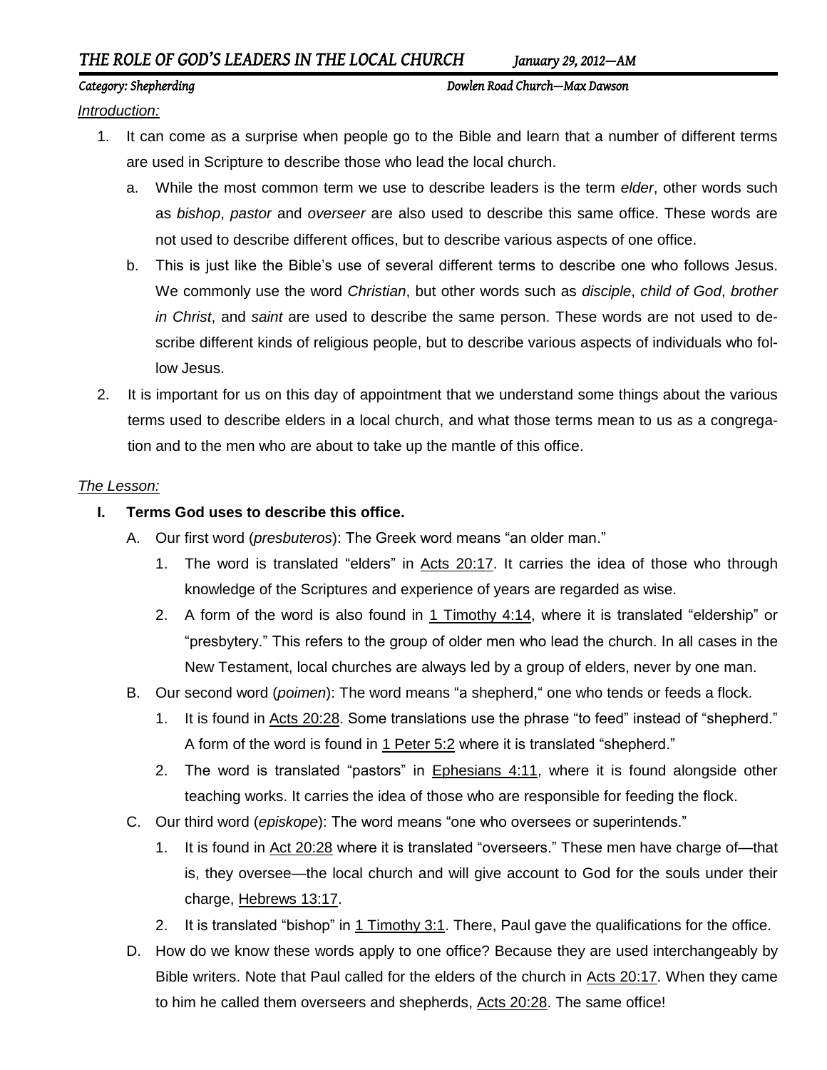# *THE ROLE OF GOD'S LEADERS IN THE LOCAL CHURCH* *January 29, 2012—AM*

*Category: Shepherding* *Dowlen Road Church—Max Dawson*

*Introduction:*

1. It can come as a surprise when people go to the Bible and learn that a number of different terms are used in Scripture to describe those who lead the local church.
   a. While the most common term we use to describe leaders is the term *elder*, other words such as *bishop*, *pastor* and *overseer* are also used to describe this same office. These words are not used to describe different offices, but to describe various aspects of one office.
   b. This is just like the Bible's use of several different terms to describe one who follows Jesus. We commonly use the word *Christian*, but other words such as *disciple*, *child of God*, *brother in Christ*, and *saint* are used to describe the same person. These words are not used to describe different kinds of religious people, but to describe various aspects of individuals who follow Jesus.
2. It is important for us on this day of appointment that we understand some things about the various terms used to describe elders in a local church, and what those terms mean to us as a congregation and to the men who are about to take up the mantle of this office.

*The Lesson:*

**I. Terms God uses to describe this office.**

A. Our first word (*presbuteros*): The Greek word means "an older man."
   1. The word is translated "elders" in Acts 20:17. It carries the idea of those who through knowledge of the Scriptures and experience of years are regarded as wise.
   2. A form of the word is also found in 1 Timothy 4:14, where it is translated "eldership" or "presbytery." This refers to the group of older men who lead the church. In all cases in the New Testament, local churches are always led by a group of elders, never by one man.

B. Our second word (*poimen*): The word means "a shepherd," one who tends or feeds a flock.
   1. It is found in Acts 20:28. Some translations use the phrase "to feed" instead of "shepherd." A form of the word is found in 1 Peter 5:2 where it is translated "shepherd."
   2. The word is translated "pastors" in Ephesians 4:11, where it is found alongside other teaching works. It carries the idea of those who are responsible for feeding the flock.

C. Our third word (*episkope*): The word means "one who oversees or superintends."
   1. It is found in Act 20:28 where it is translated "overseers." These men have charge of—that is, they oversee—the local church and will give account to God for the souls under their charge, Hebrews 13:17.
   2. It is translated "bishop" in 1 Timothy 3:1. There, Paul gave the qualifications for the office.

D. How do we know these words apply to one office? Because they are used interchangeably by Bible writers. Note that Paul called for the elders of the church in Acts 20:17. When they came to him he called them overseers and shepherds, Acts 20:28. The same office!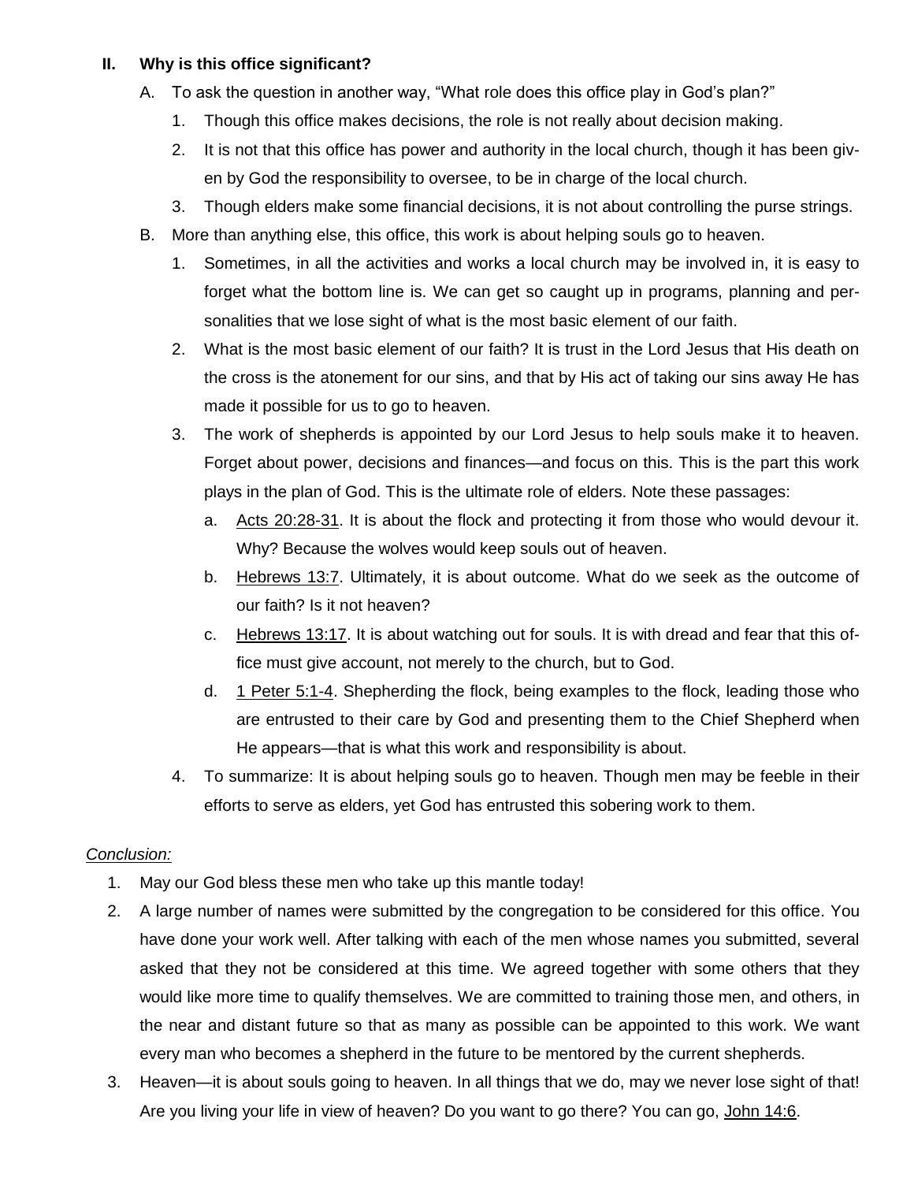## II. Why is this office significant?

A. To ask the question in another way, "What role does this office play in God's plan?"

1. Though this office makes decisions, the role is not really about decision making.
2. It is not that this office has power and authority in the local church, though it has been given by God the responsibility to oversee, to be in charge of the local church.
3. Though elders make some financial decisions, it is not about controlling the purse strings.

B. More than anything else, this office, this work is about helping souls go to heaven.

1. Sometimes, in all the activities and works a local church may be involved in, it is easy to forget what the bottom line is. We can get so caught up in programs, planning and personalities that we lose sight of what is the most basic element of our faith.
2. What is the most basic element of our faith? It is trust in the Lord Jesus that His death on the cross is the atonement for our sins, and that by His act of taking our sins away He has made it possible for us to go to heaven.
3. The work of shepherds is appointed by our Lord Jesus to help souls make it to heaven. Forget about power, decisions and finances—and focus on this. This is the part this work plays in the plan of God. This is the ultimate role of elders. Note these passages:
   a. Acts 20:28-31. It is about the flock and protecting it from those who would devour it. Why? Because the wolves would keep souls out of heaven.
   b. Hebrews 13:7. Ultimately, it is about outcome. What do we seek as the outcome of our faith? Is it not heaven?
   c. Hebrews 13:17. It is about watching out for souls. It is with dread and fear that this office must give account, not merely to the church, but to God.
   d. 1 Peter 5:1-4. Shepherding the flock, being examples to the flock, leading those who are entrusted to their care by God and presenting them to the Chief Shepherd when He appears—that is what this work and responsibility is about.
4. To summarize: It is about helping souls go to heaven. Though men may be feeble in their efforts to serve as elders, yet God has entrusted this sobering work to them.

*Conclusion:*

1. May our God bless these men who take up this mantle today!
2. A large number of names were submitted by the congregation to be considered for this office. You have done your work well. After talking with each of the men whose names you submitted, several asked that they not be considered at this time. We agreed together with some others that they would like more time to qualify themselves. We are committed to training those men, and others, in the near and distant future so that as many as possible can be appointed to this work. We want every man who becomes a shepherd in the future to be mentored by the current shepherds.
3. Heaven—it is about souls going to heaven. In all things that we do, may we never lose sight of that! Are you living your life in view of heaven? Do you want to go there? You can go, John 14:6.